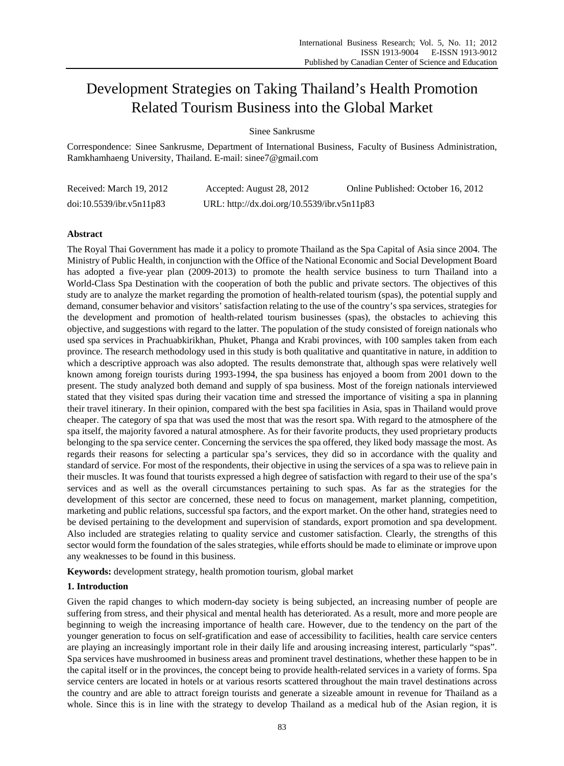# Development Strategies on Taking Thailand's Health Promotion Related Tourism Business into the Global Market

Sinee Sankrusme

Correspondence: Sinee Sankrusme, Department of International Business, Faculty of Business Administration, Ramkhamhaeng University, Thailand. E-mail: sinee7@gmail.com

Received: March 19, 2012 Accepted: August 28, 2012 Online Published: October 16, 2012

doi:10.5539/ibr.v5n11p83 URL: http://dx.doi.org/10.5539/ibr.v5n11p83

## Abstract

The Royal Thai Government has made it a policy to promote Thailand as the Spa Capital of Asia since 2004. The Ministry of Public Health, in conjunction with the Office of the National Economic and Social Development Board has adopted a five-year plan (2009-2013) to promote the health service business to turn Thailand into a World-Class Spa Destination with the cooperation of both the public and private sectors. The objectives of this study are to analyze the market regarding the promotion of health-related tourism (spas), the potential supply and demand, consumer behavior and visitors' satisfaction relating to the use of the country's spa services, strategies for the development and promotion of health-related tourism businesses (spas), the obstacles to achieving this objective, and suggestions with regard to the latter. The population of the study consisted of foreign nationals who used spa services in Prachuabkirikhan, Phuket, Phanga and Krabi provinces, with 100 samples taken from each province. The research methodology used in this study is both qualitative and quantitative in nature, in addition to which a descriptive approach was also adopted. The results demonstrate that, although spas were relatively well known among foreign tourists during 1993-1994, the spa business has enjoyed a boom from 2001 down to the present. The study analyzed both demand and supply of spa business. Most of the foreign nationals interviewed stated that they visited spas during their vacation time and stressed the importance of visiting a spa in planning their travel itinerary. In their opinion, compared with the best spa facilities in Asia, spas in Thailand would prove cheaper. The category of spa that was used the most that was the resort spa. With regard to the atmosphere of the spa itself, the majority favored a natural atmosphere. As for their favorite products, they used proprietary products belonging to the spa service center. Concerning the services the spa offered, they liked body massage the most. As regards their reasons for selecting a particular spa's services, they did so in accordance with the quality and standard of service. For most of the respondents, their objective in using the services of a spa was to relieve pain in their muscles. It was found that tourists expressed a high degree of satisfaction with regard to their use of the spa's services and as well as the overall circumstances pertaining to such spas. As far as the strategies for the development of this sector are concerned, these need to focus on management, market planning, competition, marketing and public relations, successful spa factors, and the export market. On the other hand, strategies need to be devised pertaining to the development and supervision of standards, export promotion and spa development. Also included are strategies relating to quality service and customer satisfaction. Clearly, the strengths of this sector would form the foundation of the sales strategies, while efforts should be made to eliminate or improve upon any weaknesses to be found in this business.

**Keywords:** development strategy, health promotion tourism, global market

## 1. Introduction

Given the rapid changes to which modern-day society is being subjected, an increasing number of people are suffering from stress, and their physical and mental health has deteriorated. As a result, more and more people are beginning to weigh the increasing importance of health care. However, due to the tendency on the part of the younger generation to focus on self-gratification and ease of accessibility to facilities, health care service centers are playing an increasingly important role in their daily life and arousing increasing interest, particularly "spas". Spa services have mushroomed in business areas and prominent travel destinations, whether these happen to be in the capital itself or in the provinces, the concept being to provide health-related services in a variety of forms. Spa service centers are located in hotels or at various resorts scattered throughout the main travel destinations across the country and are able to attract foreign tourists and generate a sizeable amount in revenue for Thailand as a whole. Since this is in line with the strategy to develop Thailand as a medical hub of the Asian region, it is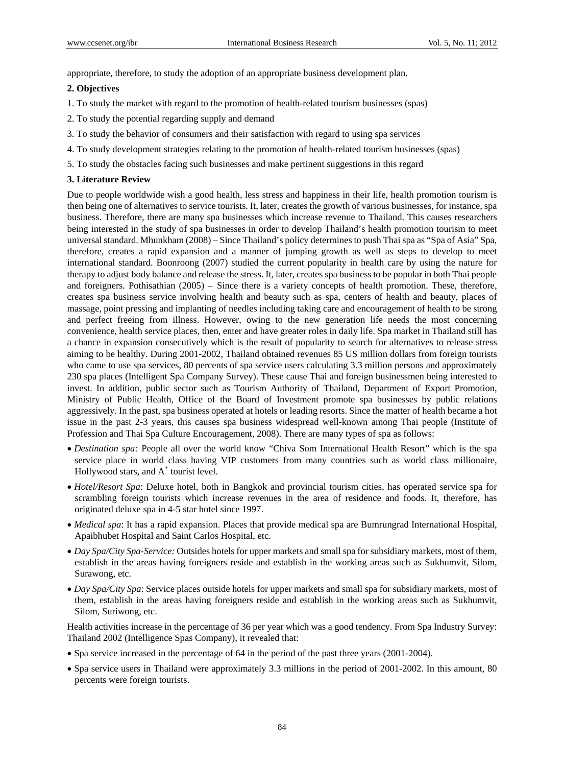appropriate, therefore, to study the adoption of an appropriate business development plan.

## 2. Objectives

1. To study the market with regard to the promotion of health-related tourism businesses (spas)
2. To study the potential regarding supply and demand
3. To study the behavior of consumers and their satisfaction with regard to using spa services
4. To study development strategies relating to the promotion of health-related tourism businesses (spas)
5. To study the obstacles facing such businesses and make pertinent suggestions in this regard

## 3. Literature Review

Due to people worldwide wish a good health, less stress and happiness in their life, health promotion tourism is then being one of alternatives to service tourists. It, later, creates the growth of various businesses, for instance, spa business. Therefore, there are many spa businesses which increase revenue to Thailand. This causes researchers being interested in the study of spa businesses in order to develop Thailand's health promotion tourism to meet universal standard. Mhunkham (2008) – Since Thailand's policy determines to push Thai spa as "Spa of Asia" Spa, therefore, creates a rapid expansion and a manner of jumping growth as well as steps to develop to meet international standard. Boonroong (2007) studied the current popularity in health care by using the nature for therapy to adjust body balance and release the stress. It, later, creates spa business to be popular in both Thai people and foreigners. Pothisathian (2005) – Since there is a variety concepts of health promotion. These, therefore, creates spa business service involving health and beauty such as spa, centers of health and beauty, places of massage, point pressing and implanting of needles including taking care and encouragement of health to be strong and perfect freeing from illness. However, owing to the new generation life needs the most concerning convenience, health service places, then, enter and have greater roles in daily life. Spa market in Thailand still has a chance in expansion consecutively which is the result of popularity to search for alternatives to release stress aiming to be healthy. During 2001-2002, Thailand obtained revenues 85 US million dollars from foreign tourists who came to use spa services, 80 percents of spa service users calculating 3.3 million persons and approximately 230 spa places (Intelligent Spa Company Survey). These cause Thai and foreign businessmen being interested to invest. In addition, public sector such as Tourism Authority of Thailand, Department of Export Promotion, Ministry of Public Health, Office of the Board of Investment promote spa businesses by public relations aggressively. In the past, spa business operated at hotels or leading resorts. Since the matter of health became a hot issue in the past 2-3 years, this causes spa business widespread well-known among Thai people (Institute of Profession and Thai Spa Culture Encouragement, 2008). There are many types of spa as follows:

- *Destination spa:* People all over the world know "Chiva Som International Health Resort" which is the spa service place in world class having VIP customers from many countries such as world class millionaire, Hollywood stars, and A$^+$ tourist level.
- *Hotel/Resort Spa*: Deluxe hotel, both in Bangkok and provincial tourism cities, has operated service spa for scrambling foreign tourists which increase revenues in the area of residence and foods. It, therefore, has originated deluxe spa in 4-5 star hotel since 1997.
- *Medical spa*: It has a rapid expansion. Places that provide medical spa are Bumrungrad International Hospital, Apaibhubet Hospital and Saint Carlos Hospital, etc.
- *Day Spa/City Spa-Service:* Outsides hotels for upper markets and small spa for subsidiary markets, most of them, establish in the areas having foreigners reside and establish in the working areas such as Sukhumvit, Silom, Surawong, etc.
- *Day Spa/City Spa*: Service places outside hotels for upper markets and small spa for subsidiary markets, most of them, establish in the areas having foreigners reside and establish in the working areas such as Sukhumvit, Silom, Suriwong, etc.

Health activities increase in the percentage of 36 per year which was a good tendency. From Spa Industry Survey: Thailand 2002 (Intelligence Spas Company), it revealed that:

- Spa service increased in the percentage of 64 in the period of the past three years (2001-2004).
- Spa service users in Thailand were approximately 3.3 millions in the period of 2001-2002. In this amount, 80 percents were foreign tourists.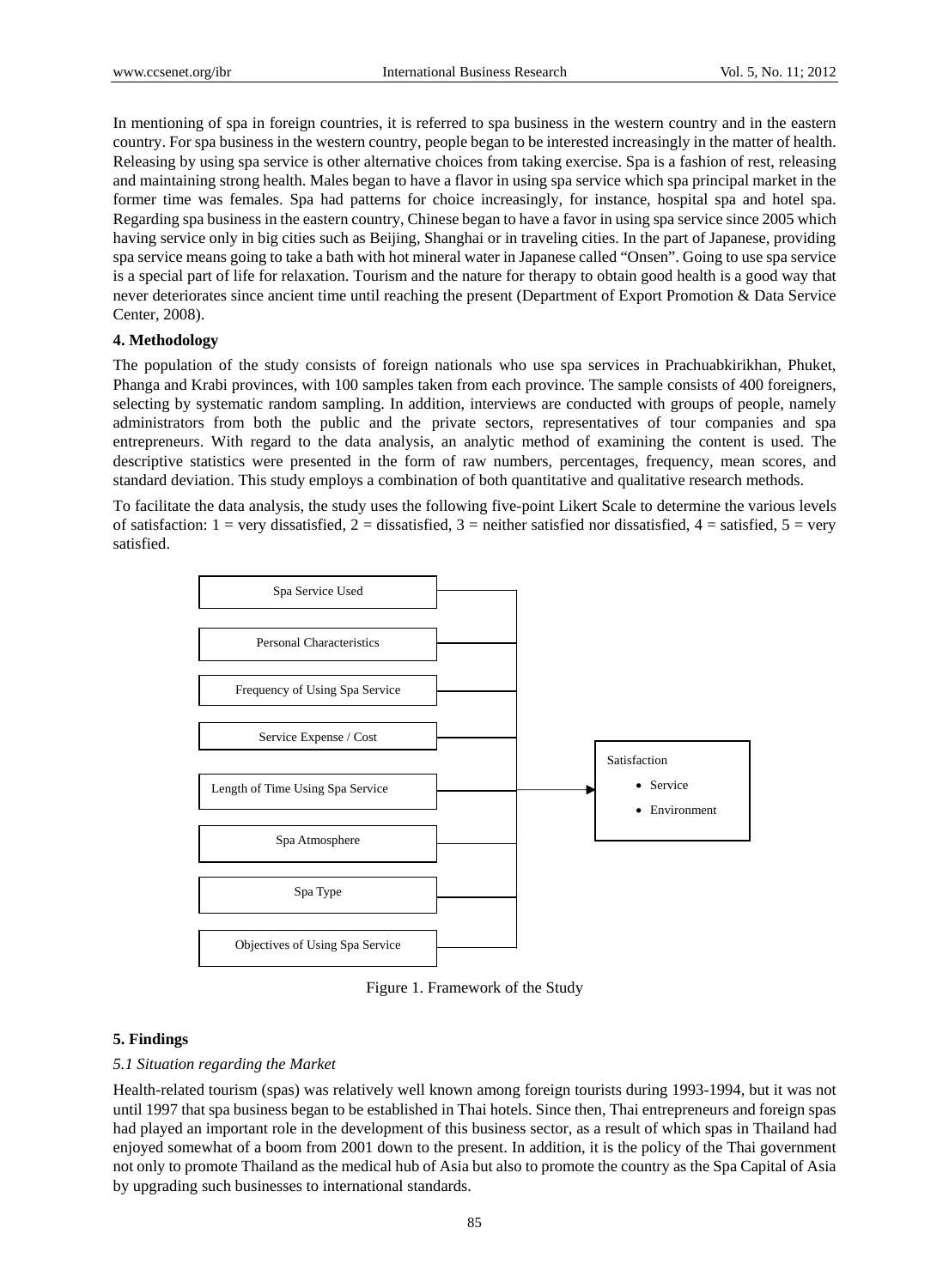In mentioning of spa in foreign countries, it is referred to spa business in the western country and in the eastern country. For spa business in the western country, people began to be interested increasingly in the matter of health. Releasing by using spa service is other alternative choices from taking exercise. Spa is a fashion of rest, releasing and maintaining strong health. Males began to have a flavor in using spa service which spa principal market in the former time was females. Spa had patterns for choice increasingly, for instance, hospital spa and hotel spa. Regarding spa business in the eastern country, Chinese began to have a favor in using spa service since 2005 which having service only in big cities such as Beijing, Shanghai or in traveling cities. In the part of Japanese, providing spa service means going to take a bath with hot mineral water in Japanese called "Onsen". Going to use spa service is a special part of life for relaxation. Tourism and the nature for therapy to obtain good health is a good way that never deteriorates since ancient time until reaching the present (Department of Export Promotion & Data Service Center, 2008).

## 4. Methodology

The population of the study consists of foreign nationals who use spa services in Prachuabkirikhan, Phuket, Phanga and Krabi provinces, with 100 samples taken from each province. The sample consists of 400 foreigners, selecting by systematic random sampling. In addition, interviews are conducted with groups of people, namely administrators from both the public and the private sectors, representatives of tour companies and spa entrepreneurs. With regard to the data analysis, an analytic method of examining the content is used. The descriptive statistics were presented in the form of raw numbers, percentages, frequency, mean scores, and standard deviation. This study employs a combination of both quantitative and qualitative research methods.

To facilitate the data analysis, the study uses the following five-point Likert Scale to determine the various levels of satisfaction: 1 = very dissatisfied, 2 = dissatisfied, 3 = neither satisfied nor dissatisfied, 4 = satisfied, 5 = very satisfied.

Spa Service Used

Personal Characteristics

Frequency of Using Spa Service

Service Expense / Cost

Length of Time Using Spa Service

Spa Atmosphere

Spa Type

Objectives of Using Spa Service

Satisfaction
- Service
- Environment

Figure 1. Framework of the Study

## 5. Findings

### *5.1 Situation regarding the Market*

Health-related tourism (spas) was relatively well known among foreign tourists during 1993-1994, but it was not until 1997 that spa business began to be established in Thai hotels. Since then, Thai entrepreneurs and foreign spas had played an important role in the development of this business sector, as a result of which spas in Thailand had enjoyed somewhat of a boom from 2001 down to the present. In addition, it is the policy of the Thai government not only to promote Thailand as the medical hub of Asia but also to promote the country as the Spa Capital of Asia by upgrading such businesses to international standards.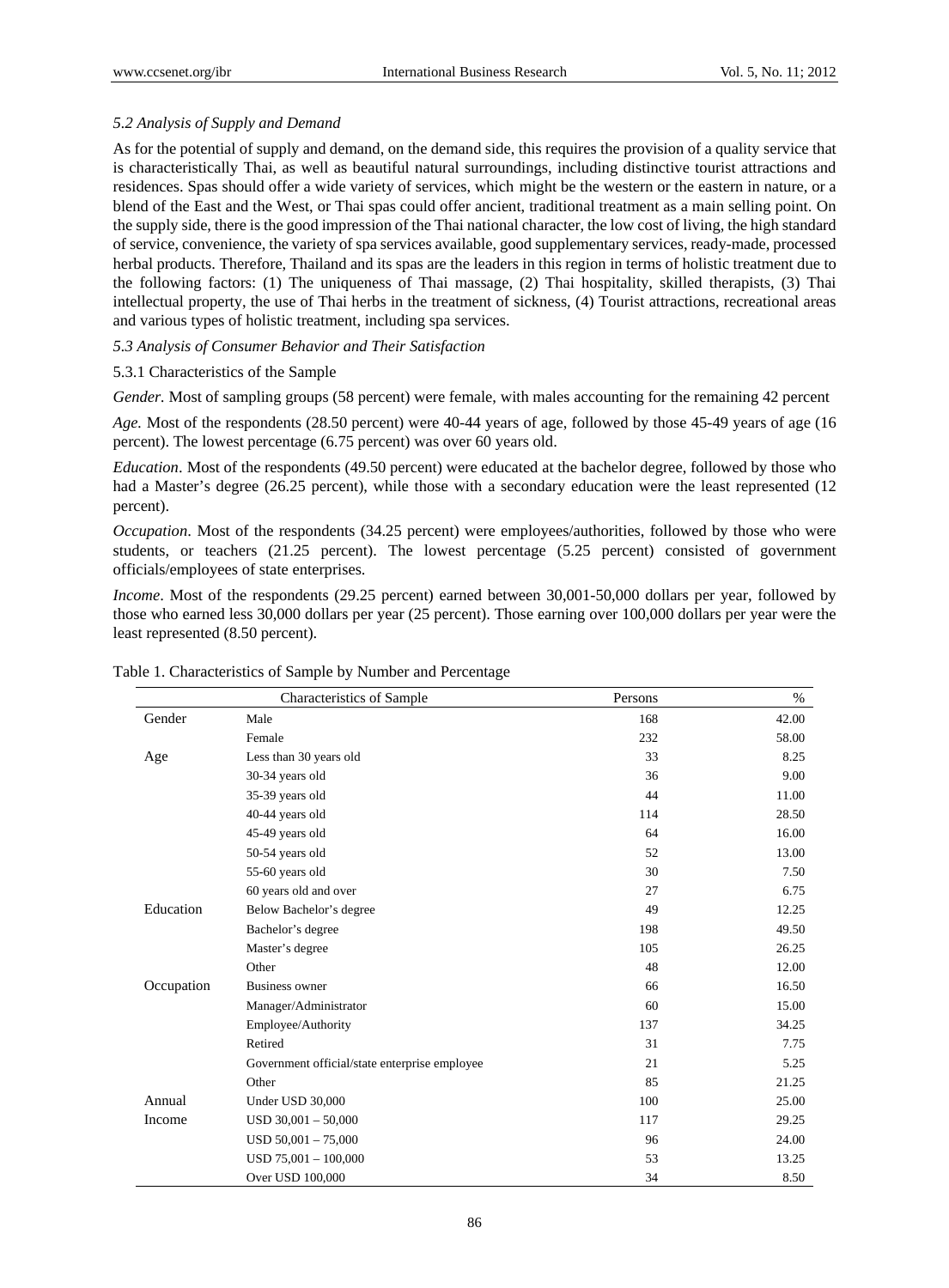### *5.2 Analysis of Supply and Demand*

As for the potential of supply and demand, on the demand side, this requires the provision of a quality service that is characteristically Thai, as well as beautiful natural surroundings, including distinctive tourist attractions and residences. Spas should offer a wide variety of services, which might be the western or the eastern in nature, or a blend of the East and the West, or Thai spas could offer ancient, traditional treatment as a main selling point. On the supply side, there is the good impression of the Thai national character, the low cost of living, the high standard of service, convenience, the variety of spa services available, good supplementary services, ready-made, processed herbal products. Therefore, Thailand and its spas are the leaders in this region in terms of holistic treatment due to the following factors: (1) The uniqueness of Thai massage, (2) Thai hospitality, skilled therapists, (3) Thai intellectual property, the use of Thai herbs in the treatment of sickness, (4) Tourist attractions, recreational areas and various types of holistic treatment, including spa services.

### *5.3 Analysis of Consumer Behavior and Their Satisfaction*

#### 5.3.1 Characteristics of the Sample

*Gender*. Most of sampling groups (58 percent) were female, with males accounting for the remaining 42 percent

*Age.* Most of the respondents (28.50 percent) were 40-44 years of age, followed by those 45-49 years of age (16 percent). The lowest percentage (6.75 percent) was over 60 years old.

*Education*. Most of the respondents (49.50 percent) were educated at the bachelor degree, followed by those who had a Master's degree (26.25 percent), while those with a secondary education were the least represented (12 percent).

*Occupation*. Most of the respondents (34.25 percent) were employees/authorities, followed by those who were students, or teachers (21.25 percent). The lowest percentage (5.25 percent) consisted of government officials/employees of state enterprises.

*Income*. Most of the respondents (29.25 percent) earned between 30,001-50,000 dollars per year, followed by those who earned less 30,000 dollars per year (25 percent). Those earning over 100,000 dollars per year were the least represented (8.50 percent).

Table 1. Characteristics of Sample by Number and Percentage

| Characteristics of Sample | | Persons | % |
|---|---|---|---|
| Gender | Male | 168 | 42.00 |
| | Female | 232 | 58.00 |
| Age | Less than 30 years old | 33 | 8.25 |
| | 30-34 years old | 36 | 9.00 |
| | 35-39 years old | 44 | 11.00 |
| | 40-44 years old | 114 | 28.50 |
| | 45-49 years old | 64 | 16.00 |
| | 50-54 years old | 52 | 13.00 |
| | 55-60 years old | 30 | 7.50 |
| | 60 years old and over | 27 | 6.75 |
| Education | Below Bachelor's degree | 49 | 12.25 |
| | Bachelor's degree | 198 | 49.50 |
| | Master's degree | 105 | 26.25 |
| | Other | 48 | 12.00 |
| Occupation | Business owner | 66 | 16.50 |
| | Manager/Administrator | 60 | 15.00 |
| | Employee/Authority | 137 | 34.25 |
| | Retired | 31 | 7.75 |
| | Government official/state enterprise employee | 21 | 5.25 |
| | Other | 85 | 21.25 |
| Annual Income | Under USD 30,000 | 100 | 25.00 |
| | USD 30,001 – 50,000 | 117 | 29.25 |
| | USD 50,001 – 75,000 | 96 | 24.00 |
| | USD 75,001 – 100,000 | 53 | 13.25 |
| | Over USD 100,000 | 34 | 8.50 |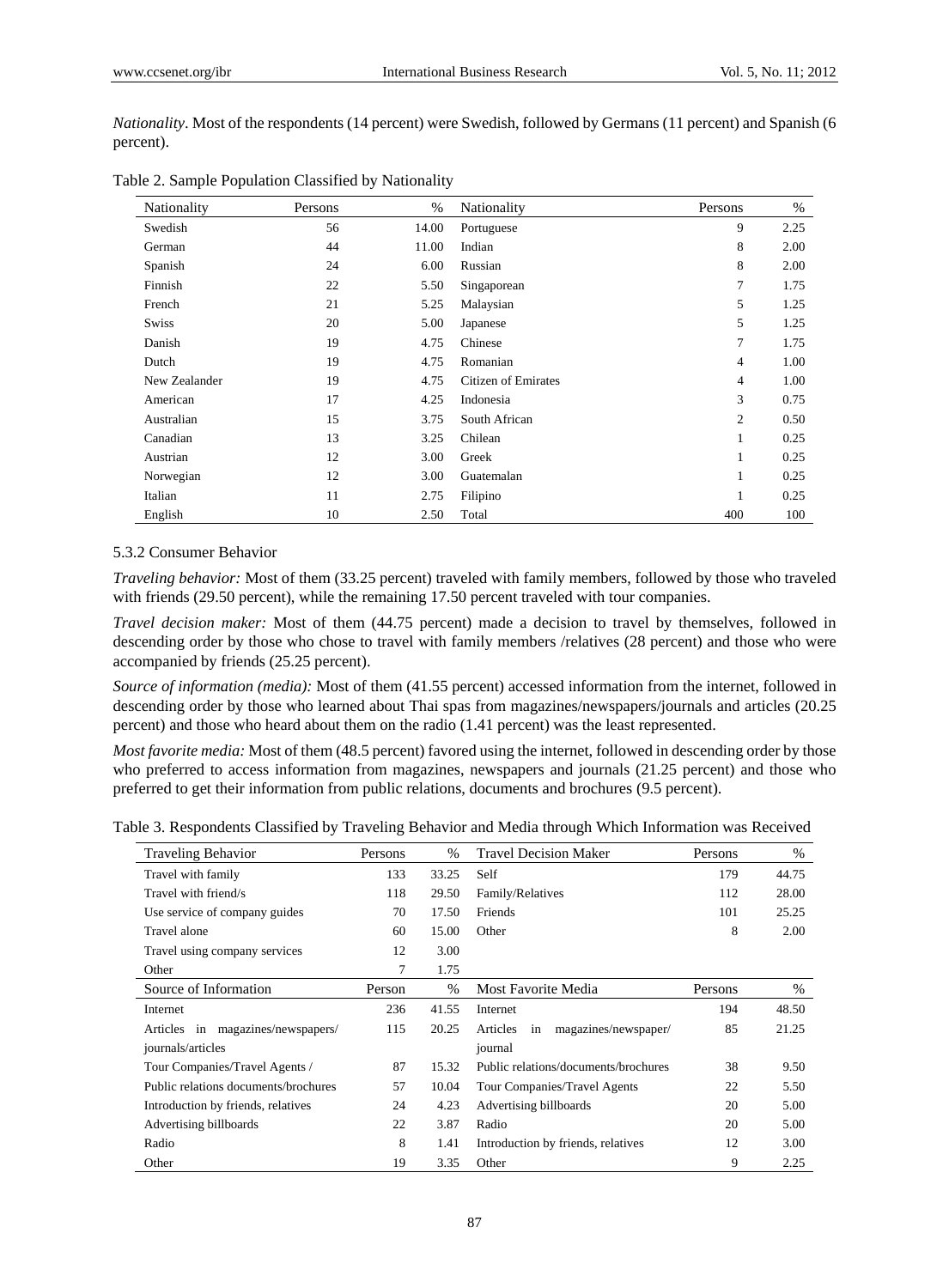*Nationality*. Most of the respondents (14 percent) were Swedish, followed by Germans (11 percent) and Spanish (6 percent).

Table 2. Sample Population Classified by Nationality

| Nationality | Persons | % | Nationality | Persons | % |
|---|---|---|---|---|---|
| Swedish | 56 | 14.00 | Portuguese | 9 | 2.25 |
| German | 44 | 11.00 | Indian | 8 | 2.00 |
| Spanish | 24 | 6.00 | Russian | 8 | 2.00 |
| Finnish | 22 | 5.50 | Singaporean | 7 | 1.75 |
| French | 21 | 5.25 | Malaysian | 5 | 1.25 |
| Swiss | 20 | 5.00 | Japanese | 5 | 1.25 |
| Danish | 19 | 4.75 | Chinese | 7 | 1.75 |
| Dutch | 19 | 4.75 | Romanian | 4 | 1.00 |
| New Zealander | 19 | 4.75 | Citizen of Emirates | 4 | 1.00 |
| American | 17 | 4.25 | Indonesia | 3 | 0.75 |
| Australian | 15 | 3.75 | South African | 2 | 0.50 |
| Canadian | 13 | 3.25 | Chilean | 1 | 0.25 |
| Austrian | 12 | 3.00 | Greek | 1 | 0.25 |
| Norwegian | 12 | 3.00 | Guatemalan | 1 | 0.25 |
| Italian | 11 | 2.75 | Filipino | 1 | 0.25 |
| English | 10 | 2.50 | Total | 400 | 100 |

5.3.2 Consumer Behavior

*Traveling behavior:* Most of them (33.25 percent) traveled with family members, followed by those who traveled with friends (29.50 percent), while the remaining 17.50 percent traveled with tour companies.

*Travel decision maker:* Most of them (44.75 percent) made a decision to travel by themselves, followed in descending order by those who chose to travel with family members /relatives (28 percent) and those who were accompanied by friends (25.25 percent).

*Source of information (media):* Most of them (41.55 percent) accessed information from the internet, followed in descending order by those who learned about Thai spas from magazines/newspapers/journals and articles (20.25 percent) and those who heard about them on the radio (1.41 percent) was the least represented.

*Most favorite media:* Most of them (48.5 percent) favored using the internet, followed in descending order by those who preferred to access information from magazines, newspapers and journals (21.25 percent) and those who preferred to get their information from public relations, documents and brochures (9.5 percent).

Table 3. Respondents Classified by Traveling Behavior and Media through Which Information was Received

| Traveling Behavior | Persons | % | Travel Decision Maker | Persons | % |
|---|---|---|---|---|---|
| Travel with family | 133 | 33.25 | Self | 179 | 44.75 |
| Travel with friend/s | 118 | 29.50 | Family/Relatives | 112 | 28.00 |
| Use service of company guides | 70 | 17.50 | Friends | 101 | 25.25 |
| Travel alone | 60 | 15.00 | Other | 8 | 2.00 |
| Travel using company services | 12 | 3.00 | | | |
| Other | 7 | 1.75 | | | |
| **Source of Information** | **Person** | **%** | **Most Favorite Media** | **Persons** | **%** |
| Internet | 236 | 41.55 | Internet | 194 | 48.50 |
| Articles in magazines/newspapers/ journals/articles | 115 | 20.25 | Articles in magazines/newspaper/ journal | 85 | 21.25 |
| Tour Companies/Travel Agents / | 87 | 15.32 | Public relations/documents/brochures | 38 | 9.50 |
| Public relations documents/brochures | 57 | 10.04 | Tour Companies/Travel Agents | 22 | 5.50 |
| Introduction by friends, relatives | 24 | 4.23 | Advertising billboards | 20 | 5.00 |
| Advertising billboards | 22 | 3.87 | Radio | 20 | 5.00 |
| Radio | 8 | 1.41 | Introduction by friends, relatives | 12 | 3.00 |
| Other | 19 | 3.35 | Other | 9 | 2.25 |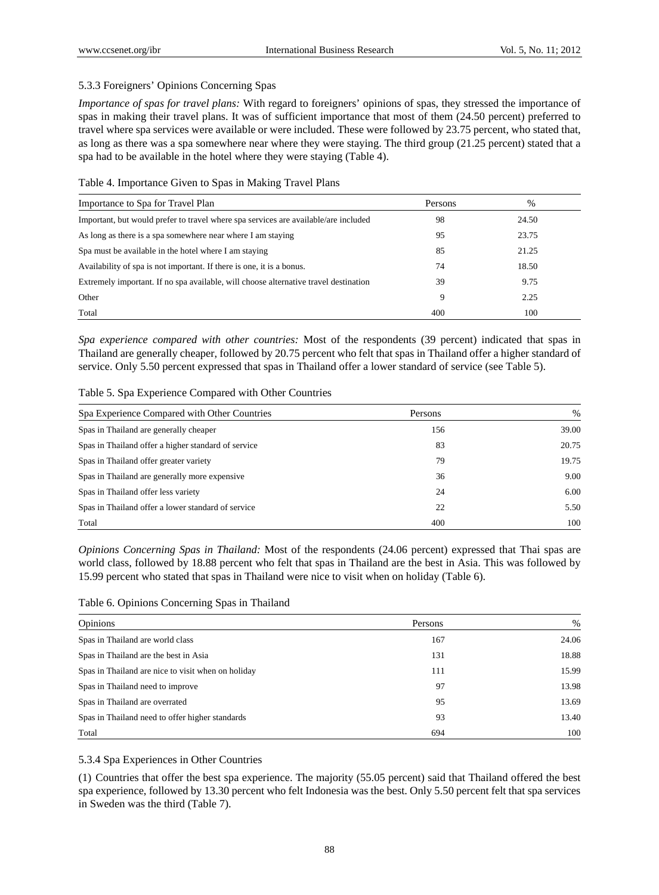#### 5.3.3 Foreigners' Opinions Concerning Spas

*Importance of spas for travel plans:* With regard to foreigners' opinions of spas, they stressed the importance of spas in making their travel plans. It was of sufficient importance that most of them (24.50 percent) preferred to travel where spa services were available or were included. These were followed by 23.75 percent, who stated that, as long as there was a spa somewhere near where they were staying. The third group (21.25 percent) stated that a spa had to be available in the hotel where they were staying (Table 4).

Table 4. Importance Given to Spas in Making Travel Plans

| Importance to Spa for Travel Plan | Persons | % |
|---|---|---|
| Important, but would prefer to travel where spa services are available/are included | 98 | 24.50 |
| As long as there is a spa somewhere near where I am staying | 95 | 23.75 |
| Spa must be available in the hotel where I am staying | 85 | 21.25 |
| Availability of spa is not important. If there is one, it is a bonus. | 74 | 18.50 |
| Extremely important. If no spa available, will choose alternative travel destination | 39 | 9.75 |
| Other | 9 | 2.25 |
| Total | 400 | 100 |

*Spa experience compared with other countries:* Most of the respondents (39 percent) indicated that spas in Thailand are generally cheaper, followed by 20.75 percent who felt that spas in Thailand offer a higher standard of service. Only 5.50 percent expressed that spas in Thailand offer a lower standard of service (see Table 5).

Table 5. Spa Experience Compared with Other Countries

| Spa Experience Compared with Other Countries | Persons | % |
|---|---|---|
| Spas in Thailand are generally cheaper | 156 | 39.00 |
| Spas in Thailand offer a higher standard of service | 83 | 20.75 |
| Spas in Thailand offer greater variety | 79 | 19.75 |
| Spas in Thailand are generally more expensive | 36 | 9.00 |
| Spas in Thailand offer less variety | 24 | 6.00 |
| Spas in Thailand offer a lower standard of service | 22 | 5.50 |
| Total | 400 | 100 |

*Opinions Concerning Spas in Thailand:* Most of the respondents (24.06 percent) expressed that Thai spas are world class, followed by 18.88 percent who felt that spas in Thailand are the best in Asia. This was followed by 15.99 percent who stated that spas in Thailand were nice to visit when on holiday (Table 6).

Table 6. Opinions Concerning Spas in Thailand

| Opinions | Persons | % |
|---|---|---|
| Spas in Thailand are world class | 167 | 24.06 |
| Spas in Thailand are the best in Asia | 131 | 18.88 |
| Spas in Thailand are nice to visit when on holiday | 111 | 15.99 |
| Spas in Thailand need to improve | 97 | 13.98 |
| Spas in Thailand are overrated | 95 | 13.69 |
| Spas in Thailand need to offer higher standards | 93 | 13.40 |
| Total | 694 | 100 |

#### 5.3.4 Spa Experiences in Other Countries

(1) Countries that offer the best spa experience. The majority (55.05 percent) said that Thailand offered the best spa experience, followed by 13.30 percent who felt Indonesia was the best. Only 5.50 percent felt that spa services in Sweden was the third (Table 7).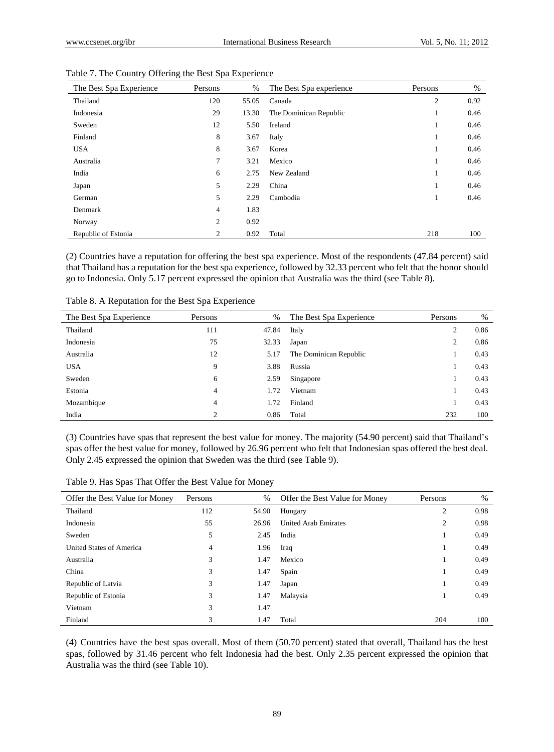Table 7. The Country Offering the Best Spa Experience

| The Best Spa Experience | Persons | % | The Best Spa experience | Persons | % |
|---|---|---|---|---|---|
| Thailand | 120 | 55.05 | Canada | 2 | 0.92 |
| Indonesia | 29 | 13.30 | The Dominican Republic | 1 | 0.46 |
| Sweden | 12 | 5.50 | Ireland | 1 | 0.46 |
| Finland | 8 | 3.67 | Italy | 1 | 0.46 |
| USA | 8 | 3.67 | Korea | 1 | 0.46 |
| Australia | 7 | 3.21 | Mexico | 1 | 0.46 |
| India | 6 | 2.75 | New Zealand | 1 | 0.46 |
| Japan | 5 | 2.29 | China | 1 | 0.46 |
| German | 5 | 2.29 | Cambodia | 1 | 0.46 |
| Denmark | 4 | 1.83 | | | |
| Norway | 2 | 0.92 | | | |
| Republic of Estonia | 2 | 0.92 | Total | 218 | 100 |

(2) Countries have a reputation for offering the best spa experience. Most of the respondents (47.84 percent) said that Thailand has a reputation for the best spa experience, followed by 32.33 percent who felt that the honor should go to Indonesia. Only 5.17 percent expressed the opinion that Australia was the third (see Table 8).

Table 8. A Reputation for the Best Spa Experience

| The Best Spa Experience | Persons | % | The Best Spa Experience | Persons | % |
|---|---|---|---|---|---|
| Thailand | 111 | 47.84 | Italy | 2 | 0.86 |
| Indonesia | 75 | 32.33 | Japan | 2 | 0.86 |
| Australia | 12 | 5.17 | The Dominican Republic | 1 | 0.43 |
| USA | 9 | 3.88 | Russia | 1 | 0.43 |
| Sweden | 6 | 2.59 | Singapore | 1 | 0.43 |
| Estonia | 4 | 1.72 | Vietnam | 1 | 0.43 |
| Mozambique | 4 | 1.72 | Finland | 1 | 0.43 |
| India | 2 | 0.86 | Total | 232 | 100 |

(3) Countries have spas that represent the best value for money. The majority (54.90 percent) said that Thailand's spas offer the best value for money, followed by 26.96 percent who felt that Indonesian spas offered the best deal. Only 2.45 expressed the opinion that Sweden was the third (see Table 9).

Table 9. Has Spas That Offer the Best Value for Money

| Offer the Best Value for Money | Persons | % | Offer the Best Value for Money | Persons | % |
|---|---|---|---|---|---|
| Thailand | 112 | 54.90 | Hungary | 2 | 0.98 |
| Indonesia | 55 | 26.96 | United Arab Emirates | 2 | 0.98 |
| Sweden | 5 | 2.45 | India | 1 | 0.49 |
| United States of America | 4 | 1.96 | Iraq | 1 | 0.49 |
| Australia | 3 | 1.47 | Mexico | 1 | 0.49 |
| China | 3 | 1.47 | Spain | 1 | 0.49 |
| Republic of Latvia | 3 | 1.47 | Japan | 1 | 0.49 |
| Republic of Estonia | 3 | 1.47 | Malaysia | 1 | 0.49 |
| Vietnam | 3 | 1.47 | | | |
| Finland | 3 | 1.47 | Total | 204 | 100 |

(4) Countries have the best spas overall. Most of them (50.70 percent) stated that overall, Thailand has the best spas, followed by 31.46 percent who felt Indonesia had the best. Only 2.35 percent expressed the opinion that Australia was the third (see Table 10).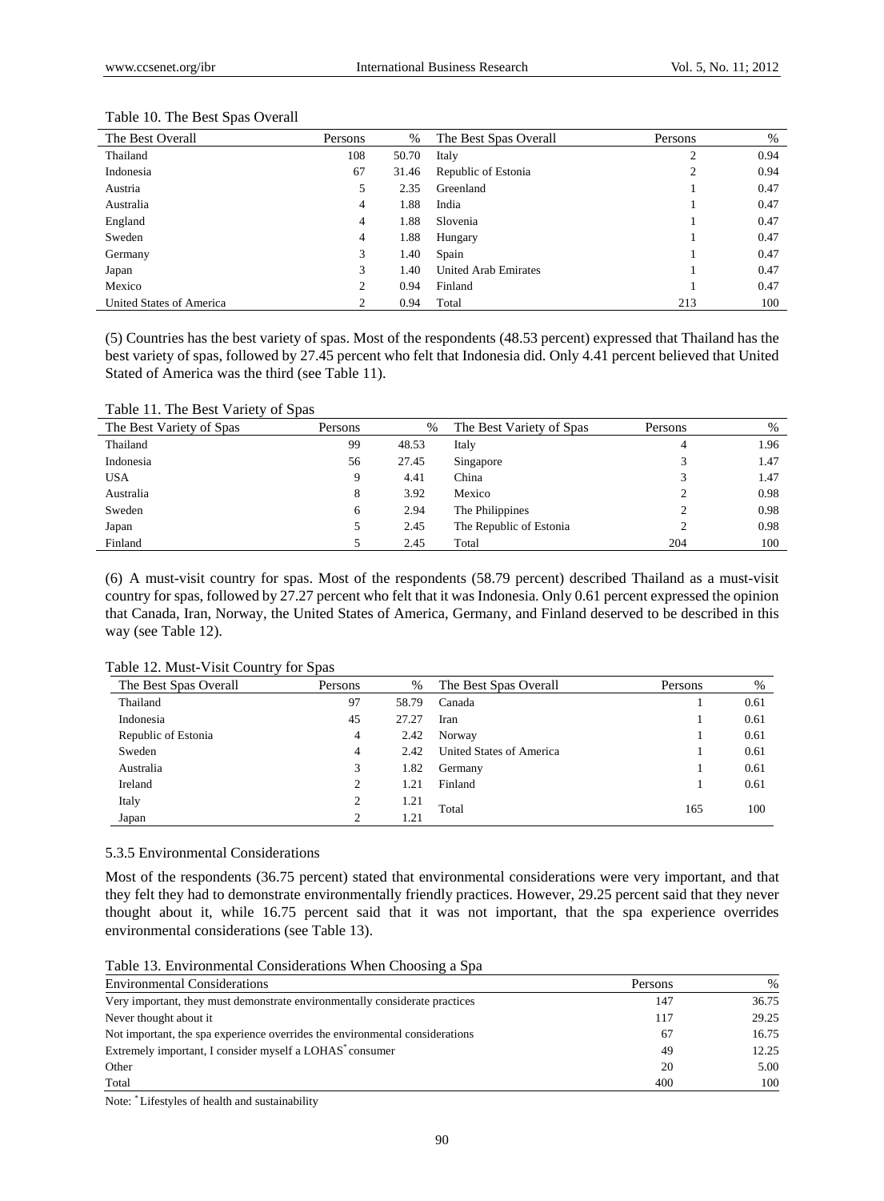Table 10. The Best Spas Overall

| The Best Overall | Persons | % | The Best Spas Overall | Persons | % |
|---|---|---|---|---|---|
| Thailand | 108 | 50.70 | Italy | 2 | 0.94 |
| Indonesia | 67 | 31.46 | Republic of Estonia | 2 | 0.94 |
| Austria | 5 | 2.35 | Greenland | 1 | 0.47 |
| Australia | 4 | 1.88 | India | 1 | 0.47 |
| England | 4 | 1.88 | Slovenia | 1 | 0.47 |
| Sweden | 4 | 1.88 | Hungary | 1 | 0.47 |
| Germany | 3 | 1.40 | Spain | 1 | 0.47 |
| Japan | 3 | 1.40 | United Arab Emirates | 1 | 0.47 |
| Mexico | 2 | 0.94 | Finland | 1 | 0.47 |
| United States of America | 2 | 0.94 | Total | 213 | 100 |

(5) Countries has the best variety of spas. Most of the respondents (48.53 percent) expressed that Thailand has the best variety of spas, followed by 27.45 percent who felt that Indonesia did. Only 4.41 percent believed that United Stated of America was the third (see Table 11).

Table 11. The Best Variety of Spas

| The Best Variety of Spas | Persons | % | The Best Variety of Spas | Persons | % |
|---|---|---|---|---|---|
| Thailand | 99 | 48.53 | Italy | 4 | 1.96 |
| Indonesia | 56 | 27.45 | Singapore | 3 | 1.47 |
| USA | 9 | 4.41 | China | 3 | 1.47 |
| Australia | 8 | 3.92 | Mexico | 2 | 0.98 |
| Sweden | 6 | 2.94 | The Philippines | 2 | 0.98 |
| Japan | 5 | 2.45 | The Republic of Estonia | 2 | 0.98 |
| Finland | 5 | 2.45 | Total | 204 | 100 |

(6) A must-visit country for spas. Most of the respondents (58.79 percent) described Thailand as a must-visit country for spas, followed by 27.27 percent who felt that it was Indonesia. Only 0.61 percent expressed the opinion that Canada, Iran, Norway, the United States of America, Germany, and Finland deserved to be described in this way (see Table 12).

Table 12. Must-Visit Country for Spas

| The Best Spas Overall | Persons | % | The Best Spas Overall | Persons | % |
|---|---|---|---|---|---|
| Thailand | 97 | 58.79 | Canada | 1 | 0.61 |
| Indonesia | 45 | 27.27 | Iran | 1 | 0.61 |
| Republic of Estonia | 4 | 2.42 | Norway | 1 | 0.61 |
| Sweden | 4 | 2.42 | United States of America | 1 | 0.61 |
| Australia | 3 | 1.82 | Germany | 1 | 0.61 |
| Ireland | 2 | 1.21 | Finland | 1 | 0.61 |
| Italy | 2 | 1.21 | Total | 165 | 100 |
| Japan | 2 | 1.21 | | | |

### 5.3.5 Environmental Considerations

Most of the respondents (36.75 percent) stated that environmental considerations were very important, and that they felt they had to demonstrate environmentally friendly practices. However, 29.25 percent said that they never thought about it, while 16.75 percent said that it was not important, that the spa experience overrides environmental considerations (see Table 13).

Table 13. Environmental Considerations When Choosing a Spa

| Environmental Considerations | Persons | % |
|---|---|---|
| Very important, they must demonstrate environmentally considerate practices | 147 | 36.75 |
| Never thought about it | 117 | 29.25 |
| Not important, the spa experience overrides the environmental considerations | 67 | 16.75 |
| Extremely important, I consider myself a LOHAS* consumer | 49 | 12.25 |
| Other | 20 | 5.00 |
| Total | 400 | 100 |

Note: * Lifestyles of health and sustainability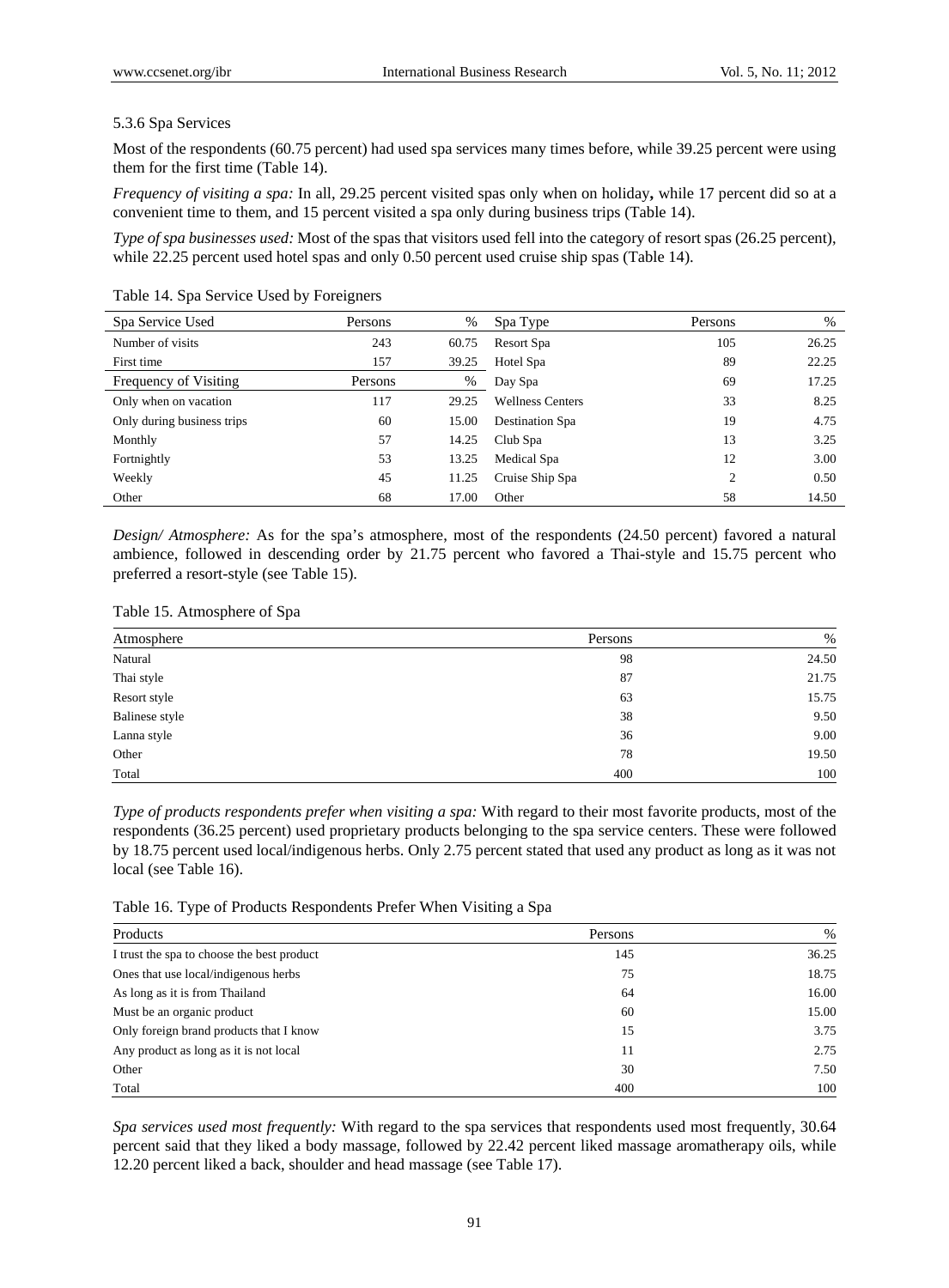5.3.6 Spa Services

Most of the respondents (60.75 percent) had used spa services many times before, while 39.25 percent were using them for the first time (Table 14).

*Frequency of visiting a spa:* In all, 29.25 percent visited spas only when on holiday**,** while 17 percent did so at a convenient time to them, and 15 percent visited a spa only during business trips (Table 14).

*Type of spa businesses used:* Most of the spas that visitors used fell into the category of resort spas (26.25 percent), while 22.25 percent used hotel spas and only 0.50 percent used cruise ship spas (Table 14).

Table 14. Spa Service Used by Foreigners

| Spa Service Used | Persons | % | Spa Type | Persons | % |
|---|---|---|---|---|---|
| Number of visits | 243 | 60.75 | Resort Spa | 105 | 26.25 |
| First time | 157 | 39.25 | Hotel Spa | 89 | 22.25 |
| Frequency of Visiting | Persons | % | Day Spa | 69 | 17.25 |
| Only when on vacation | 117 | 29.25 | Wellness Centers | 33 | 8.25 |
| Only during business trips | 60 | 15.00 | Destination Spa | 19 | 4.75 |
| Monthly | 57 | 14.25 | Club Spa | 13 | 3.25 |
| Fortnightly | 53 | 13.25 | Medical Spa | 12 | 3.00 |
| Weekly | 45 | 11.25 | Cruise Ship Spa | 2 | 0.50 |
| Other | 68 | 17.00 | Other | 58 | 14.50 |

*Design/ Atmosphere:* As for the spa's atmosphere, most of the respondents (24.50 percent) favored a natural ambience, followed in descending order by 21.75 percent who favored a Thai-style and 15.75 percent who preferred a resort-style (see Table 15).

Table 15. Atmosphere of Spa

| Atmosphere | Persons | % |
|---|---|---|
| Natural | 98 | 24.50 |
| Thai style | 87 | 21.75 |
| Resort style | 63 | 15.75 |
| Balinese style | 38 | 9.50 |
| Lanna style | 36 | 9.00 |
| Other | 78 | 19.50 |
| Total | 400 | 100 |

*Type of products respondents prefer when visiting a spa:* With regard to their most favorite products, most of the respondents (36.25 percent) used proprietary products belonging to the spa service centers. These were followed by 18.75 percent used local/indigenous herbs. Only 2.75 percent stated that used any product as long as it was not local (see Table 16).

Table 16. Type of Products Respondents Prefer When Visiting a Spa

| Products | Persons | % |
|---|---|---|
| I trust the spa to choose the best product | 145 | 36.25 |
| Ones that use local/indigenous herbs | 75 | 18.75 |
| As long as it is from Thailand | 64 | 16.00 |
| Must be an organic product | 60 | 15.00 |
| Only foreign brand products that I know | 15 | 3.75 |
| Any product as long as it is not local | 11 | 2.75 |
| Other | 30 | 7.50 |
| Total | 400 | 100 |

*Spa services used most frequently:* With regard to the spa services that respondents used most frequently, 30.64 percent said that they liked a body massage, followed by 22.42 percent liked massage aromatherapy oils, while 12.20 percent liked a back, shoulder and head massage (see Table 17).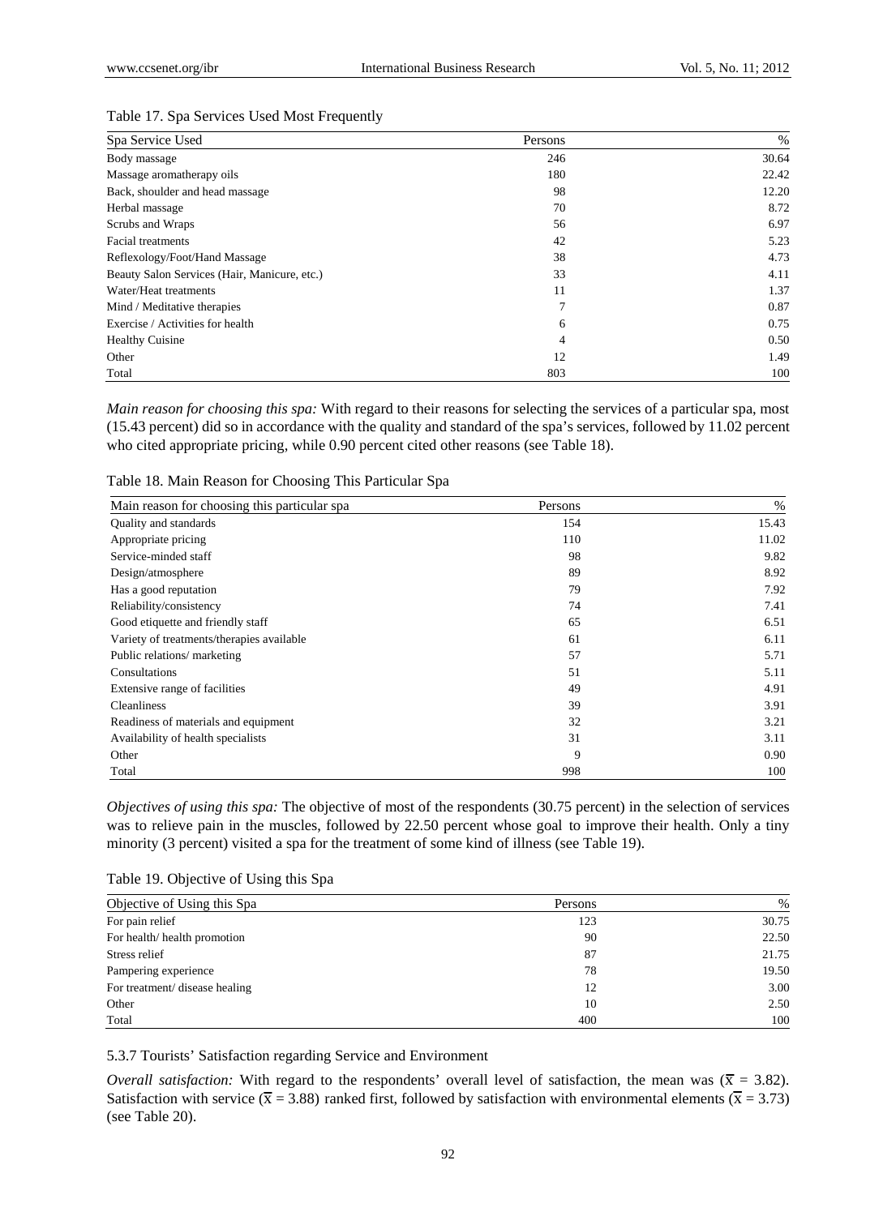Table 17. Spa Services Used Most Frequently

| Spa Service Used | Persons | % |
|---|---|---|
| Body massage | 246 | 30.64 |
| Massage aromatherapy oils | 180 | 22.42 |
| Back, shoulder and head massage | 98 | 12.20 |
| Herbal massage | 70 | 8.72 |
| Scrubs and Wraps | 56 | 6.97 |
| Facial treatments | 42 | 5.23 |
| Reflexology/Foot/Hand Massage | 38 | 4.73 |
| Beauty Salon Services (Hair, Manicure, etc.) | 33 | 4.11 |
| Water/Heat treatments | 11 | 1.37 |
| Mind / Meditative therapies | 7 | 0.87 |
| Exercise / Activities for health | 6 | 0.75 |
| Healthy Cuisine | 4 | 0.50 |
| Other | 12 | 1.49 |
| Total | 803 | 100 |

*Main reason for choosing this spa:* With regard to their reasons for selecting the services of a particular spa, most (15.43 percent) did so in accordance with the quality and standard of the spa's services, followed by 11.02 percent who cited appropriate pricing, while 0.90 percent cited other reasons (see Table 18).

Table 18. Main Reason for Choosing This Particular Spa

| Main reason for choosing this particular spa | Persons | % |
|---|---|---|
| Quality and standards | 154 | 15.43 |
| Appropriate pricing | 110 | 11.02 |
| Service-minded staff | 98 | 9.82 |
| Design/atmosphere | 89 | 8.92 |
| Has a good reputation | 79 | 7.92 |
| Reliability/consistency | 74 | 7.41 |
| Good etiquette and friendly staff | 65 | 6.51 |
| Variety of treatments/therapies available | 61 | 6.11 |
| Public relations/ marketing | 57 | 5.71 |
| Consultations | 51 | 5.11 |
| Extensive range of facilities | 49 | 4.91 |
| Cleanliness | 39 | 3.91 |
| Readiness of materials and equipment | 32 | 3.21 |
| Availability of health specialists | 31 | 3.11 |
| Other | 9 | 0.90 |
| Total | 998 | 100 |

*Objectives of using this spa:* The objective of most of the respondents (30.75 percent) in the selection of services was to relieve pain in the muscles, followed by 22.50 percent whose goal to improve their health. Only a tiny minority (3 percent) visited a spa for the treatment of some kind of illness (see Table 19).

Table 19. Objective of Using this Spa

| Objective of Using this Spa | Persons | % |
|---|---|---|
| For pain relief | 123 | 30.75 |
| For health/ health promotion | 90 | 22.50 |
| Stress relief | 87 | 21.75 |
| Pampering experience | 78 | 19.50 |
| For treatment/ disease healing | 12 | 3.00 |
| Other | 10 | 2.50 |
| Total | 400 | 100 |

#### 5.3.7 Tourists' Satisfaction regarding Service and Environment

*Overall satisfaction:* With regard to the respondents' overall level of satisfaction, the mean was ($\overline{x}$ = 3.82). Satisfaction with service ($\overline{x}$ = 3.88) ranked first, followed by satisfaction with environmental elements ($\overline{x}$ = 3.73) (see Table 20).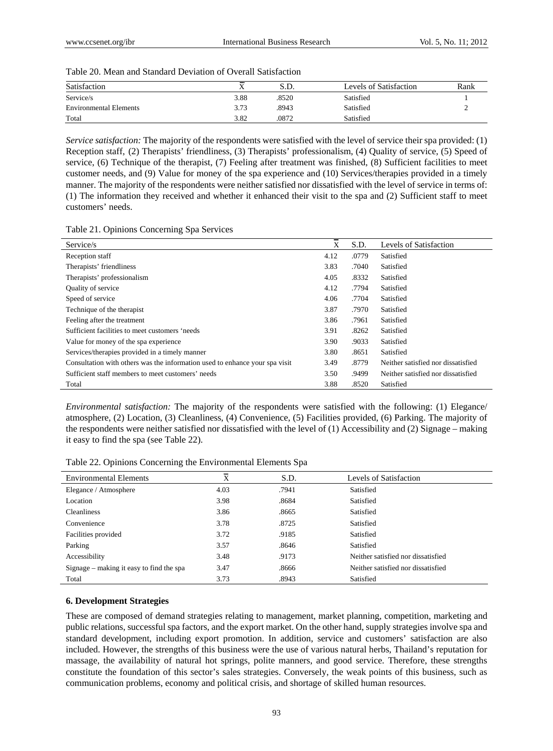Table 20. Mean and Standard Deviation of Overall Satisfaction

| Satisfaction | $\overline{X}$ | S.D. | Levels of Satisfaction | Rank |
|---|---|---|---|---|
| Service/s | 3.88 | .8520 | Satisfied | 1 |
| Environmental Elements | 3.73 | .8943 | Satisfied | 2 |
| Total | 3.82 | .0872 | Satisfied | |

*Service satisfaction:* The majority of the respondents were satisfied with the level of service their spa provided: (1) Reception staff, (2) Therapists' friendliness, (3) Therapists' professionalism, (4) Quality of service, (5) Speed of service, (6) Technique of the therapist, (7) Feeling after treatment was finished, (8) Sufficient facilities to meet customer needs, and (9) Value for money of the spa experience and (10) Services/therapies provided in a timely manner. The majority of the respondents were neither satisfied nor dissatisfied with the level of service in terms of: (1) The information they received and whether it enhanced their visit to the spa and (2) Sufficient staff to meet customers' needs.

Table 21. Opinions Concerning Spa Services

| Service/s | $\overline{X}$ | S.D. | Levels of Satisfaction |
|---|---|---|---|
| Reception staff | 4.12 | .0779 | Satisfied |
| Therapists' friendliness | 3.83 | .7040 | Satisfied |
| Therapists' professionalism | 4.05 | .8332 | Satisfied |
| Quality of service | 4.12 | .7794 | Satisfied |
| Speed of service | 4.06 | .7704 | Satisfied |
| Technique of the therapist | 3.87 | .7970 | Satisfied |
| Feeling after the treatment | 3.86 | .7961 | Satisfied |
| Sufficient facilities to meet customers 'needs | 3.91 | .8262 | Satisfied |
| Value for money of the spa experience | 3.90 | .9033 | Satisfied |
| Services/therapies provided in a timely manner | 3.80 | .8651 | Satisfied |
| Consultation with others was the information used to enhance your spa visit | 3.49 | .8779 | Neither satisfied nor dissatisfied |
| Sufficient staff members to meet customers' needs | 3.50 | .9499 | Neither satisfied nor dissatisfied |
| Total | 3.88 | .8520 | Satisfied |

*Environmental satisfaction:* The majority of the respondents were satisfied with the following: (1) Elegance/ atmosphere, (2) Location, (3) Cleanliness, (4) Convenience, (5) Facilities provided, (6) Parking. The majority of the respondents were neither satisfied nor dissatisfied with the level of (1) Accessibility and (2) Signage – making it easy to find the spa (see Table 22).

Table 22. Opinions Concerning the Environmental Elements Spa

| Environmental Elements | $\overline{X}$ | S.D. | Levels of Satisfaction |
|---|---|---|---|
| Elegance / Atmosphere | 4.03 | .7941 | Satisfied |
| Location | 3.98 | .8684 | Satisfied |
| Cleanliness | 3.86 | .8665 | Satisfied |
| Convenience | 3.78 | .8725 | Satisfied |
| Facilities provided | 3.72 | .9185 | Satisfied |
| Parking | 3.57 | .8646 | Satisfied |
| Accessibility | 3.48 | .9173 | Neither satisfied nor dissatisfied |
| Signage – making it easy to find the spa | 3.47 | .8666 | Neither satisfied nor dissatisfied |
| Total | 3.73 | .8943 | Satisfied |

## 6. Development Strategies

These are composed of demand strategies relating to management, market planning, competition, marketing and public relations, successful spa factors, and the export market. On the other hand, supply strategies involve spa and standard development, including export promotion. In addition, service and customers' satisfaction are also included. However, the strengths of this business were the use of various natural herbs, Thailand's reputation for massage, the availability of natural hot springs, polite manners, and good service. Therefore, these strengths constitute the foundation of this sector's sales strategies. Conversely, the weak points of this business, such as communication problems, economy and political crisis, and shortage of skilled human resources.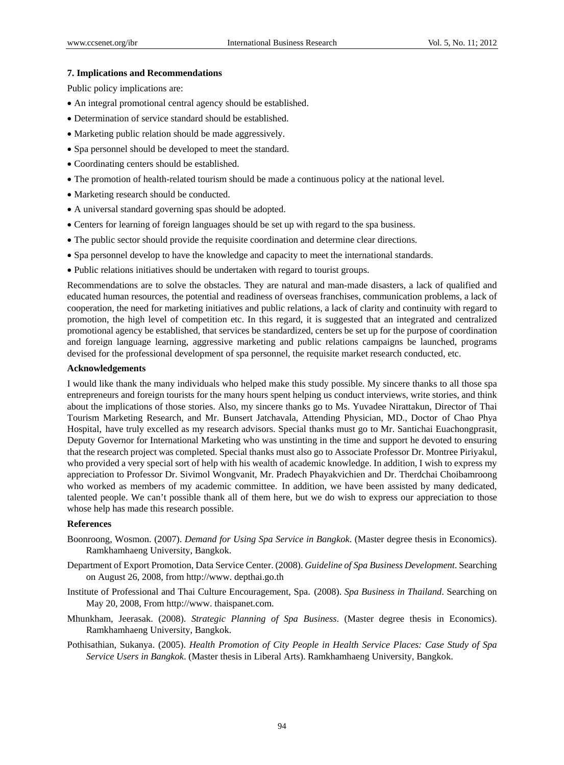## 7. Implications and Recommendations

Public policy implications are:

- An integral promotional central agency should be established.
- Determination of service standard should be established.
- Marketing public relation should be made aggressively.
- Spa personnel should be developed to meet the standard.
- Coordinating centers should be established.
- The promotion of health-related tourism should be made a continuous policy at the national level.
- Marketing research should be conducted.
- A universal standard governing spas should be adopted.
- Centers for learning of foreign languages should be set up with regard to the spa business.
- The public sector should provide the requisite coordination and determine clear directions.
- Spa personnel develop to have the knowledge and capacity to meet the international standards.
- Public relations initiatives should be undertaken with regard to tourist groups.

Recommendations are to solve the obstacles. They are natural and man-made disasters, a lack of qualified and educated human resources, the potential and readiness of overseas franchises, communication problems, a lack of cooperation, the need for marketing initiatives and public relations, a lack of clarity and continuity with regard to promotion, the high level of competition etc. In this regard, it is suggested that an integrated and centralized promotional agency be established, that services be standardized, centers be set up for the purpose of coordination and foreign language learning, aggressive marketing and public relations campaigns be launched, programs devised for the professional development of spa personnel, the requisite market research conducted, etc.

## Acknowledgements

I would like thank the many individuals who helped make this study possible. My sincere thanks to all those spa entrepreneurs and foreign tourists for the many hours spent helping us conduct interviews, write stories, and think about the implications of those stories. Also, my sincere thanks go to Ms. Yuvadee Nirattakun, Director of Thai Tourism Marketing Research, and Mr. Bunsert Jatchavala, Attending Physician, MD., Doctor of Chao Phya Hospital, have truly excelled as my research advisors. Special thanks must go to Mr. Santichai Euachongprasit, Deputy Governor for International Marketing who was unstinting in the time and support he devoted to ensuring that the research project was completed. Special thanks must also go to Associate Professor Dr. Montree Piriyakul, who provided a very special sort of help with his wealth of academic knowledge. In addition, I wish to express my appreciation to Professor Dr. Sivimol Wongvanit, Mr. Pradech Phayakvichien and Dr. Therdchai Choibamroong who worked as members of my academic committee. In addition, we have been assisted by many dedicated, talented people. We can't possible thank all of them here, but we do wish to express our appreciation to those whose help has made this research possible.

## References

Boonroong, Wosmon. (2007). *Demand for Using Spa Service in Bangkok*. (Master degree thesis in Economics). Ramkhamhaeng University, Bangkok.

Department of Export Promotion, Data Service Center. (2008). *Guideline of Spa Business Development*. Searching on August 26, 2008, from http://www. depthai.go.th

Institute of Professional and Thai Culture Encouragement, Spa. (2008). *Spa Business in Thailand*. Searching on May 20, 2008, From http://www. thaispanet.com.

Mhunkham, Jeerasak. (2008). *Strategic Planning of Spa Business*. (Master degree thesis in Economics). Ramkhamhaeng University, Bangkok.

Pothisathian, Sukanya. (2005). *Health Promotion of City People in Health Service Places: Case Study of Spa Service Users in Bangkok*. (Master thesis in Liberal Arts). Ramkhamhaeng University, Bangkok.